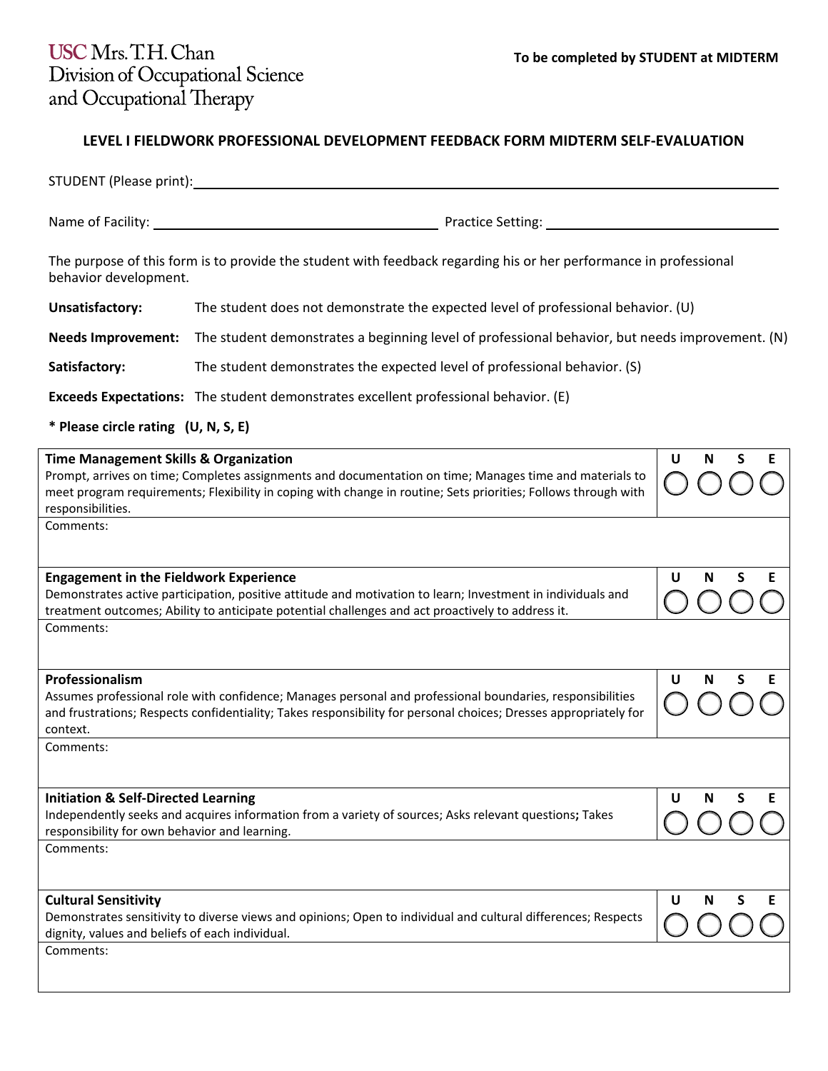USC Mrs. T.H. Chan
Division of Occupational Science
and Occupational Therapy

**To be completed by STUDENT at MIDTERM**

## LEVEL I FIELDWORK PROFESSIONAL DEVELOPMENT FEEDBACK FORM MIDTERM SELF-EVALUATION

STUDENT (Please print): ____________________________________________

Name of Facility: ______________________ Practice Setting: ______________________

The purpose of this form is to provide the student with feedback regarding his or her performance in professional behavior development.

**Unsatisfactory:** The student does not demonstrate the expected level of professional behavior. (U)

**Needs Improvement:** The student demonstrates a beginning level of professional behavior, but needs improvement. (N)

**Satisfactory:** The student demonstrates the expected level of professional behavior. (S)

**Exceeds Expectations:** The student demonstrates excellent professional behavior. (E)

**\* Please circle rating (U, N, S, E)**

| | U | N | S | E |
|---|---|---|---|---|
| **Time Management Skills & Organization**<br>Prompt, arrives on time; Completes assignments and documentation on time; Manages time and materials to meet program requirements; Flexibility in coping with change in routine; Sets priorities; Follows through with responsibilities. | ◯ | ◯ | ◯ | ◯ |
| Comments: | | | | |
| **Engagement in the Fieldwork Experience**<br>Demonstrates active participation, positive attitude and motivation to learn; Investment in individuals and treatment outcomes; Ability to anticipate potential challenges and act proactively to address it. | ◯ | ◯ | ◯ | ◯ |
| Comments: | | | | |
| **Professionalism**<br>Assumes professional role with confidence; Manages personal and professional boundaries, responsibilities and frustrations; Respects confidentiality; Takes responsibility for personal choices; Dresses appropriately for context. | ◯ | ◯ | ◯ | ◯ |
| Comments: | | | | |
| **Initiation & Self-Directed Learning**<br>Independently seeks and acquires information from a variety of sources; Asks relevant questions**;** Takes responsibility for own behavior and learning. | ◯ | ◯ | ◯ | ◯ |
| Comments: | | | | |
| **Cultural Sensitivity**<br>Demonstrates sensitivity to diverse views and opinions; Open to individual and cultural differences; Respects dignity, values and beliefs of each individual. | ◯ | ◯ | ◯ | ◯ |
| Comments: | | | | |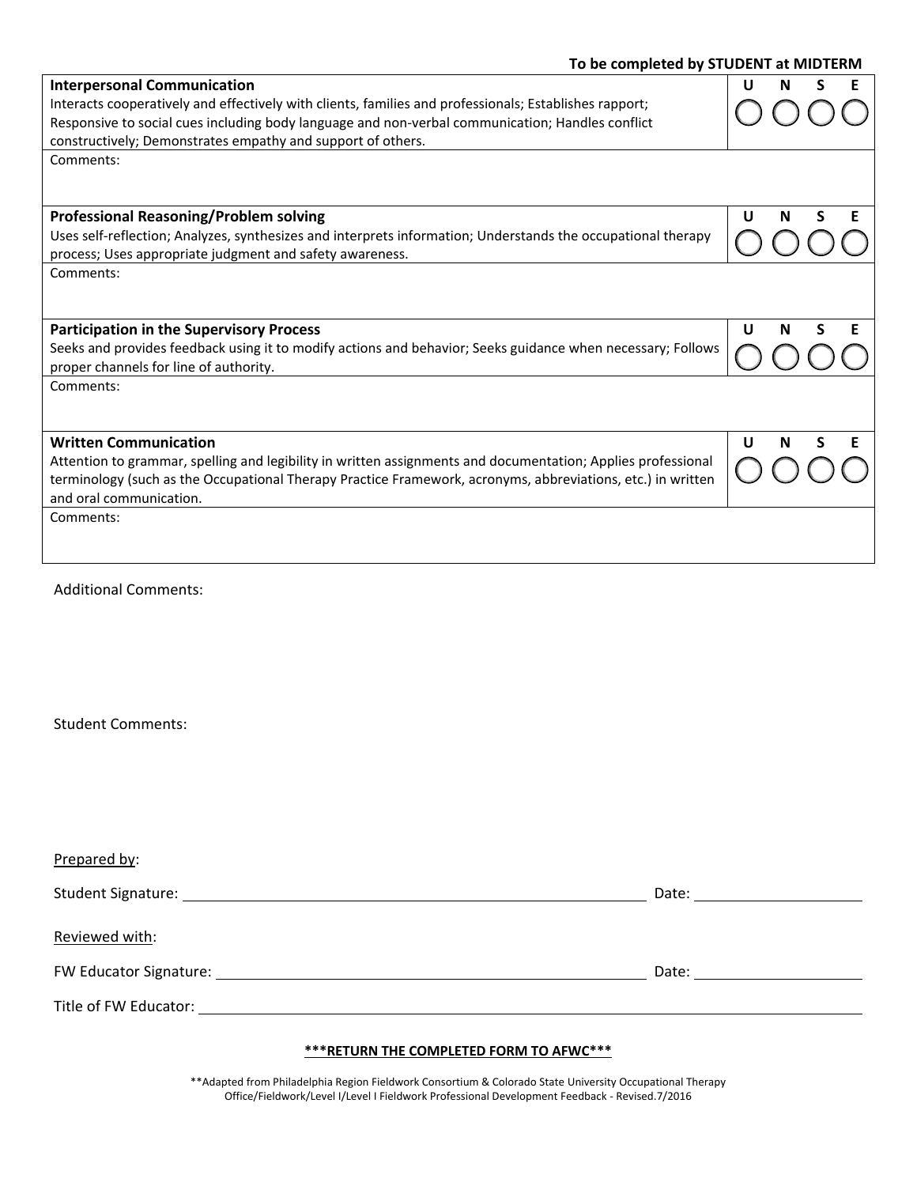**To be completed by STUDENT at MIDTERM**

| | U | N | S | E |
|---|---|---|---|---|
| **Interpersonal Communication**<br>Interacts cooperatively and effectively with clients, families and professionals; Establishes rapport; Responsive to social cues including body language and non-verbal communication; Handles conflict constructively; Demonstrates empathy and support of others. | ◯ | ◯ | ◯ | ◯ |
| Comments: | | | | |
| **Professional Reasoning/Problem solving**<br>Uses self-reflection; Analyzes, synthesizes and interprets information; Understands the occupational therapy process; Uses appropriate judgment and safety awareness. | ◯ | ◯ | ◯ | ◯ |
| Comments: | | | | |
| **Participation in the Supervisory Process**<br>Seeks and provides feedback using it to modify actions and behavior; Seeks guidance when necessary; Follows proper channels for line of authority. | ◯ | ◯ | ◯ | ◯ |
| Comments: | | | | |
| **Written Communication**<br>Attention to grammar, spelling and legibility in written assignments and documentation; Applies professional terminology (such as the Occupational Therapy Practice Framework, acronyms, abbreviations, etc.) in written and oral communication. | ◯ | ◯ | ◯ | ◯ |
| Comments: | | | | |

Additional Comments:

Student Comments:

Prepared by:

Student Signature: ______________________________ Date: ______________

Reviewed with:

FW Educator Signature: ______________________________ Date: ______________

Title of FW Educator: ______________________________

**\*\*\*RETURN THE COMPLETED FORM TO AFWC\*\*\***

**Adapted from Philadelphia Region Fieldwork Consortium & Colorado State University Occupational Therapy
Office/Fieldwork/Level I/Level I Fieldwork Professional Development Feedback - Revised.7/2016